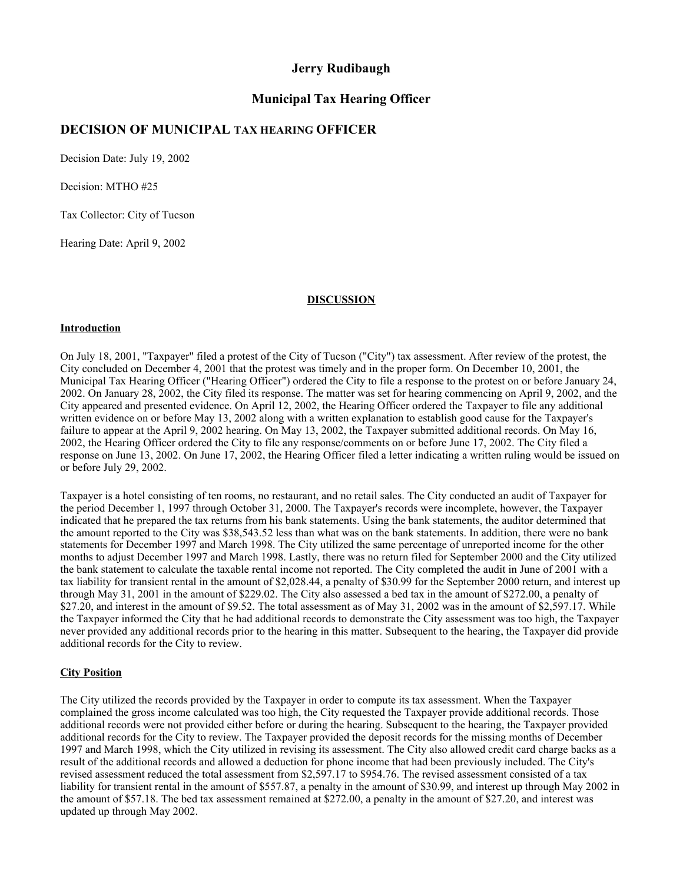**Jerry Rudibaugh**

**Municipal Tax Hearing Officer**

## DECISION OF MUNICIPAL TAX HEARING OFFICER

Decision Date: July 19, 2002

Decision: MTHO #25

Tax Collector: City of Tucson

Hearing Date: April 9, 2002

**DISCUSSION**

**Introduction**

On July 18, 2001, "Taxpayer" filed a protest of the City of Tucson ("City") tax assessment. After review of the protest, the City concluded on December 4, 2001 that the protest was timely and in the proper form. On December 10, 2001, the Municipal Tax Hearing Officer ("Hearing Officer") ordered the City to file a response to the protest on or before January 24, 2002. On January 28, 2002, the City filed its response. The matter was set for hearing commencing on April 9, 2002, and the City appeared and presented evidence. On April 12, 2002, the Hearing Officer ordered the Taxpayer to file any additional written evidence on or before May 13, 2002 along with a written explanation to establish good cause for the Taxpayer's failure to appear at the April 9, 2002 hearing. On May 13, 2002, the Taxpayer submitted additional records. On May 16, 2002, the Hearing Officer ordered the City to file any response/comments on or before June 17, 2002. The City filed a response on June 13, 2002. On June 17, 2002, the Hearing Officer filed a letter indicating a written ruling would be issued on or before July 29, 2002.

Taxpayer is a hotel consisting of ten rooms, no restaurant, and no retail sales. The City conducted an audit of Taxpayer for the period December 1, 1997 through October 31, 2000. The Taxpayer's records were incomplete, however, the Taxpayer indicated that he prepared the tax returns from his bank statements. Using the bank statements, the auditor determined that the amount reported to the City was $38,543.52 less than what was on the bank statements. In addition, there were no bank statements for December 1997 and March 1998. The City utilized the same percentage of unreported income for the other months to adjust December 1997 and March 1998. Lastly, there was no return filed for September 2000 and the City utilized the bank statement to calculate the taxable rental income not reported. The City completed the audit in June of 2001 with a tax liability for transient rental in the amount of $2,028.44, a penalty of $30.99 for the September 2000 return, and interest up through May 31, 2001 in the amount of $229.02. The City also assessed a bed tax in the amount of $272.00, a penalty of $27.20, and interest in the amount of $9.52. The total assessment as of May 31, 2002 was in the amount of $2,597.17. While the Taxpayer informed the City that he had additional records to demonstrate the City assessment was too high, the Taxpayer never provided any additional records prior to the hearing in this matter. Subsequent to the hearing, the Taxpayer did provide additional records for the City to review.

**City Position**

The City utilized the records provided by the Taxpayer in order to compute its tax assessment. When the Taxpayer complained the gross income calculated was too high, the City requested the Taxpayer provide additional records. Those additional records were not provided either before or during the hearing. Subsequent to the hearing, the Taxpayer provided additional records for the City to review. The Taxpayer provided the deposit records for the missing months of December 1997 and March 1998, which the City utilized in revising its assessment. The City also allowed credit card charge backs as a result of the additional records and allowed a deduction for phone income that had been previously included. The City's revised assessment reduced the total assessment from $2,597.17 to $954.76. The revised assessment consisted of a tax liability for transient rental in the amount of $557.87, a penalty in the amount of $30.99, and interest up through May 2002 in the amount of $57.18. The bed tax assessment remained at $272.00, a penalty in the amount of $27.20, and interest was updated up through May 2002.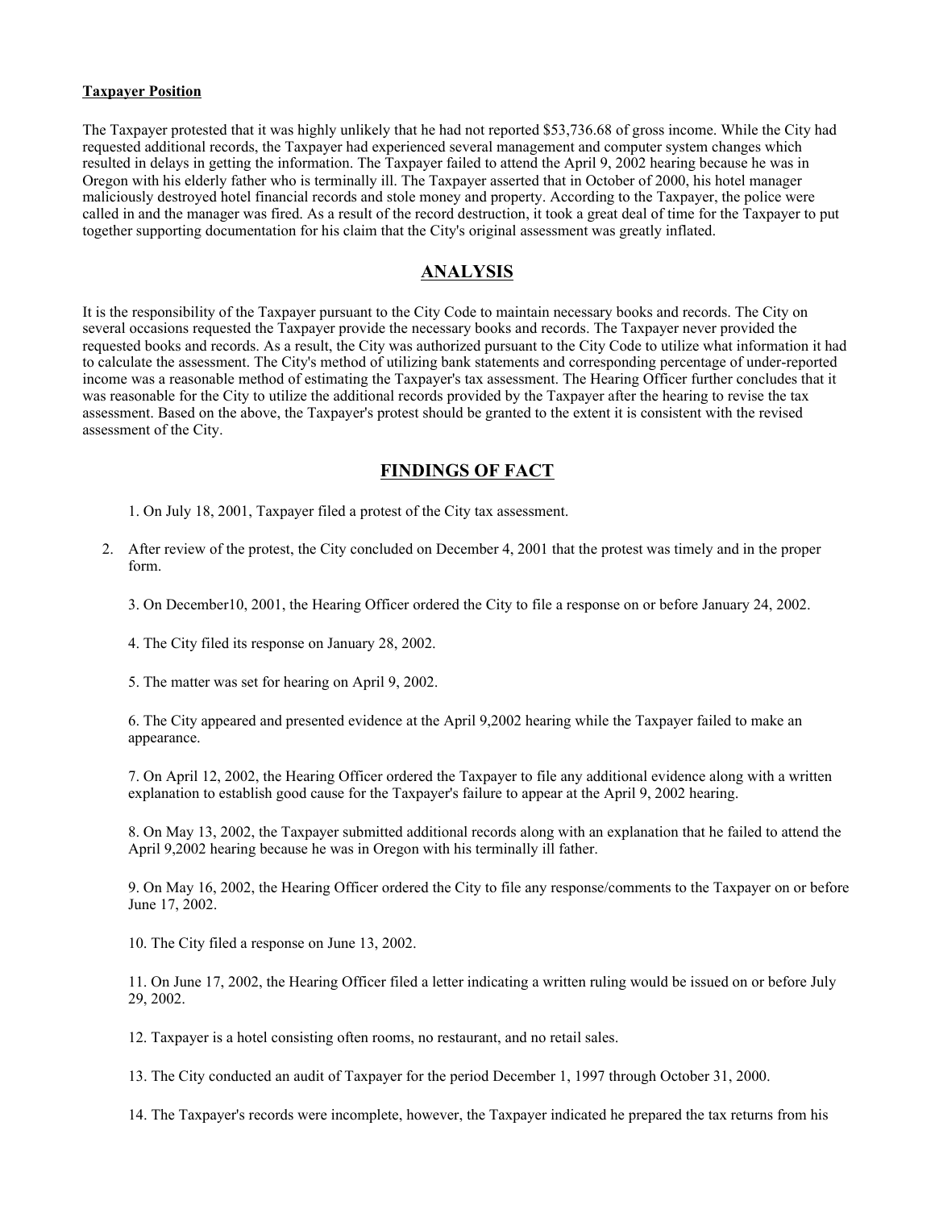**Taxpayer Position**

The Taxpayer protested that it was highly unlikely that he had not reported $53,736.68 of gross income. While the City had requested additional records, the Taxpayer had experienced several management and computer system changes which resulted in delays in getting the information. The Taxpayer failed to attend the April 9, 2002 hearing because he was in Oregon with his elderly father who is terminally ill. The Taxpayer asserted that in October of 2000, his hotel manager maliciously destroyed hotel financial records and stole money and property. According to the Taxpayer, the police were called in and the manager was fired. As a result of the record destruction, it took a great deal of time for the Taxpayer to put together supporting documentation for his claim that the City's original assessment was greatly inflated.

## ANALYSIS

It is the responsibility of the Taxpayer pursuant to the City Code to maintain necessary books and records. The City on several occasions requested the Taxpayer provide the necessary books and records. The Taxpayer never provided the requested books and records. As a result, the City was authorized pursuant to the City Code to utilize what information it had to calculate the assessment. The City's method of utilizing bank statements and corresponding percentage of under-reported income was a reasonable method of estimating the Taxpayer's tax assessment. The Hearing Officer further concludes that it was reasonable for the City to utilize the additional records provided by the Taxpayer after the hearing to revise the tax assessment. Based on the above, the Taxpayer's protest should be granted to the extent it is consistent with the revised assessment of the City.

## FINDINGS OF FACT

1. On July 18, 2001, Taxpayer filed a protest of the City tax assessment.

2. After review of the protest, the City concluded on December 4, 2001 that the protest was timely and in the proper form.

3. On December10, 2001, the Hearing Officer ordered the City to file a response on or before January 24, 2002.

4. The City filed its response on January 28, 2002.

5. The matter was set for hearing on April 9, 2002.

6. The City appeared and presented evidence at the April 9,2002 hearing while the Taxpayer failed to make an appearance.

7. On April 12, 2002, the Hearing Officer ordered the Taxpayer to file any additional evidence along with a written explanation to establish good cause for the Taxpayer's failure to appear at the April 9, 2002 hearing.

8. On May 13, 2002, the Taxpayer submitted additional records along with an explanation that he failed to attend the April 9,2002 hearing because he was in Oregon with his terminally ill father.

9. On May 16, 2002, the Hearing Officer ordered the City to file any response/comments to the Taxpayer on or before June 17, 2002.

10. The City filed a response on June 13, 2002.

11. On June 17, 2002, the Hearing Officer filed a letter indicating a written ruling would be issued on or before July 29, 2002.

12. Taxpayer is a hotel consisting often rooms, no restaurant, and no retail sales.

13. The City conducted an audit of Taxpayer for the period December 1, 1997 through October 31, 2000.

14. The Taxpayer's records were incomplete, however, the Taxpayer indicated he prepared the tax returns from his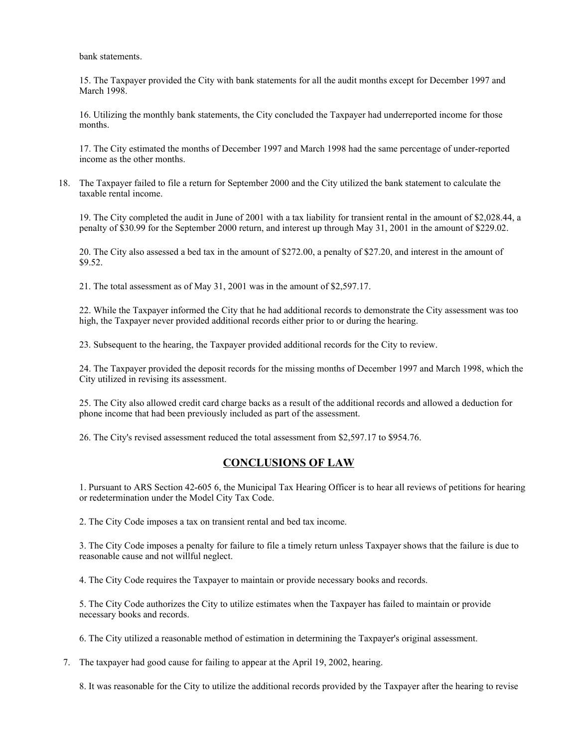bank statements.

15. The Taxpayer provided the City with bank statements for all the audit months except for December 1997 and March 1998.

16. Utilizing the monthly bank statements, the City concluded the Taxpayer had underreported income for those months.

17. The City estimated the months of December 1997 and March 1998 had the same percentage of under-reported income as the other months.

18. The Taxpayer failed to file a return for September 2000 and the City utilized the bank statement to calculate the taxable rental income.

19. The City completed the audit in June of 2001 with a tax liability for transient rental in the amount of $2,028.44, a penalty of $30.99 for the September 2000 return, and interest up through May 31, 2001 in the amount of $229.02.

20. The City also assessed a bed tax in the amount of $272.00, a penalty of $27.20, and interest in the amount of $9.52.

21. The total assessment as of May 31, 2001 was in the amount of $2,597.17.

22. While the Taxpayer informed the City that he had additional records to demonstrate the City assessment was too high, the Taxpayer never provided additional records either prior to or during the hearing.

23. Subsequent to the hearing, the Taxpayer provided additional records for the City to review.

24. The Taxpayer provided the deposit records for the missing months of December 1997 and March 1998, which the City utilized in revising its assessment.

25. The City also allowed credit card charge backs as a result of the additional records and allowed a deduction for phone income that had been previously included as part of the assessment.

26. The City's revised assessment reduced the total assessment from $2,597.17 to $954.76.

## CONCLUSIONS OF LAW

1. Pursuant to ARS Section 42-605 6, the Municipal Tax Hearing Officer is to hear all reviews of petitions for hearing or redetermination under the Model City Tax Code.

2. The City Code imposes a tax on transient rental and bed tax income.

3. The City Code imposes a penalty for failure to file a timely return unless Taxpayer shows that the failure is due to reasonable cause and not willful neglect.

4. The City Code requires the Taxpayer to maintain or provide necessary books and records.

5. The City Code authorizes the City to utilize estimates when the Taxpayer has failed to maintain or provide necessary books and records.

6. The City utilized a reasonable method of estimation in determining the Taxpayer's original assessment.

7. The taxpayer had good cause for failing to appear at the April 19, 2002, hearing.

8. It was reasonable for the City to utilize the additional records provided by the Taxpayer after the hearing to revise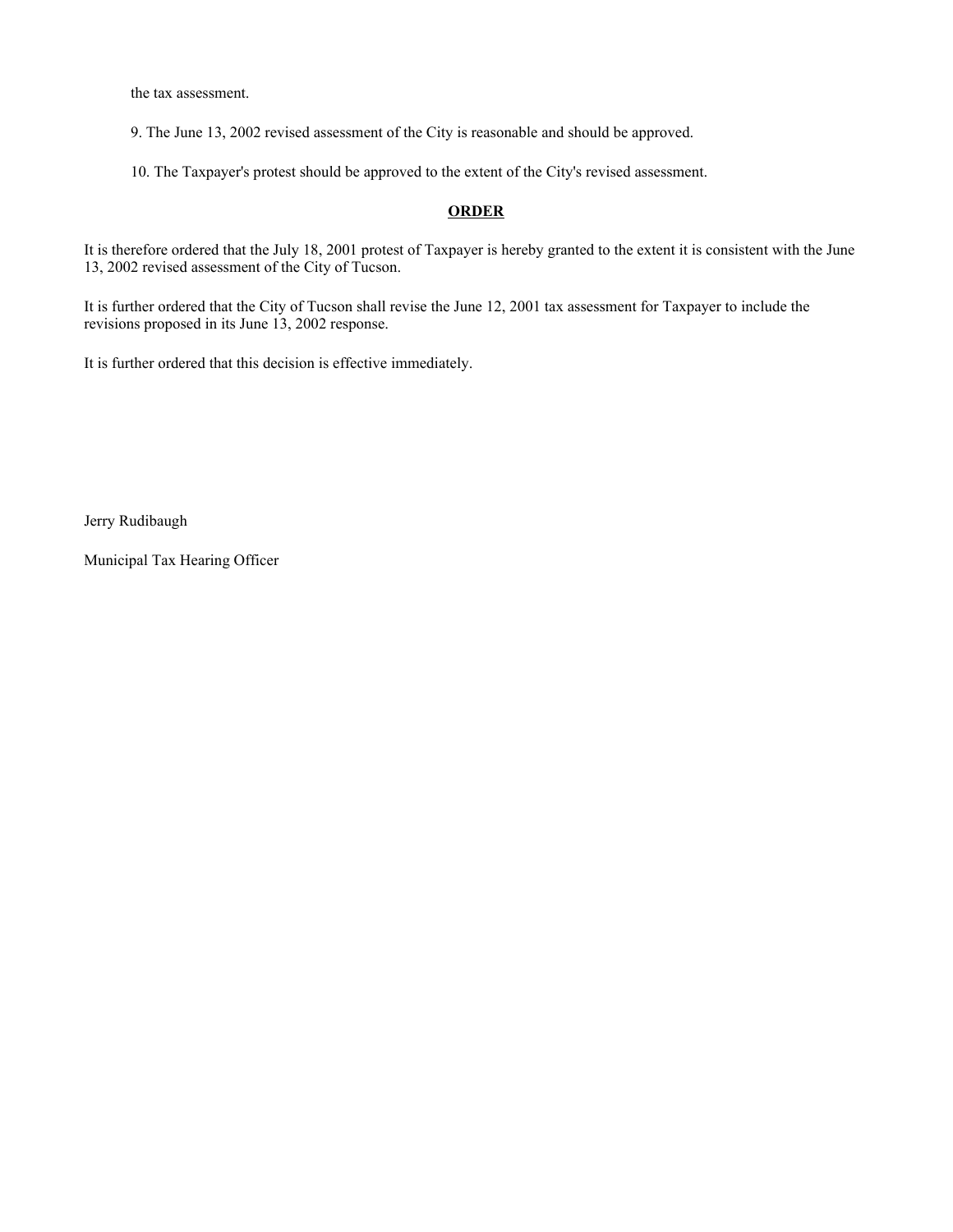the tax assessment.

9. The June 13, 2002 revised assessment of the City is reasonable and should be approved.

10. The Taxpayer's protest should be approved to the extent of the City's revised assessment.

## ORDER

It is therefore ordered that the July 18, 2001 protest of Taxpayer is hereby granted to the extent it is consistent with the June 13, 2002 revised assessment of the City of Tucson.

It is further ordered that the City of Tucson shall revise the June 12, 2001 tax assessment for Taxpayer to include the revisions proposed in its June 13, 2002 response.

It is further ordered that this decision is effective immediately.

Jerry Rudibaugh

Municipal Tax Hearing Officer